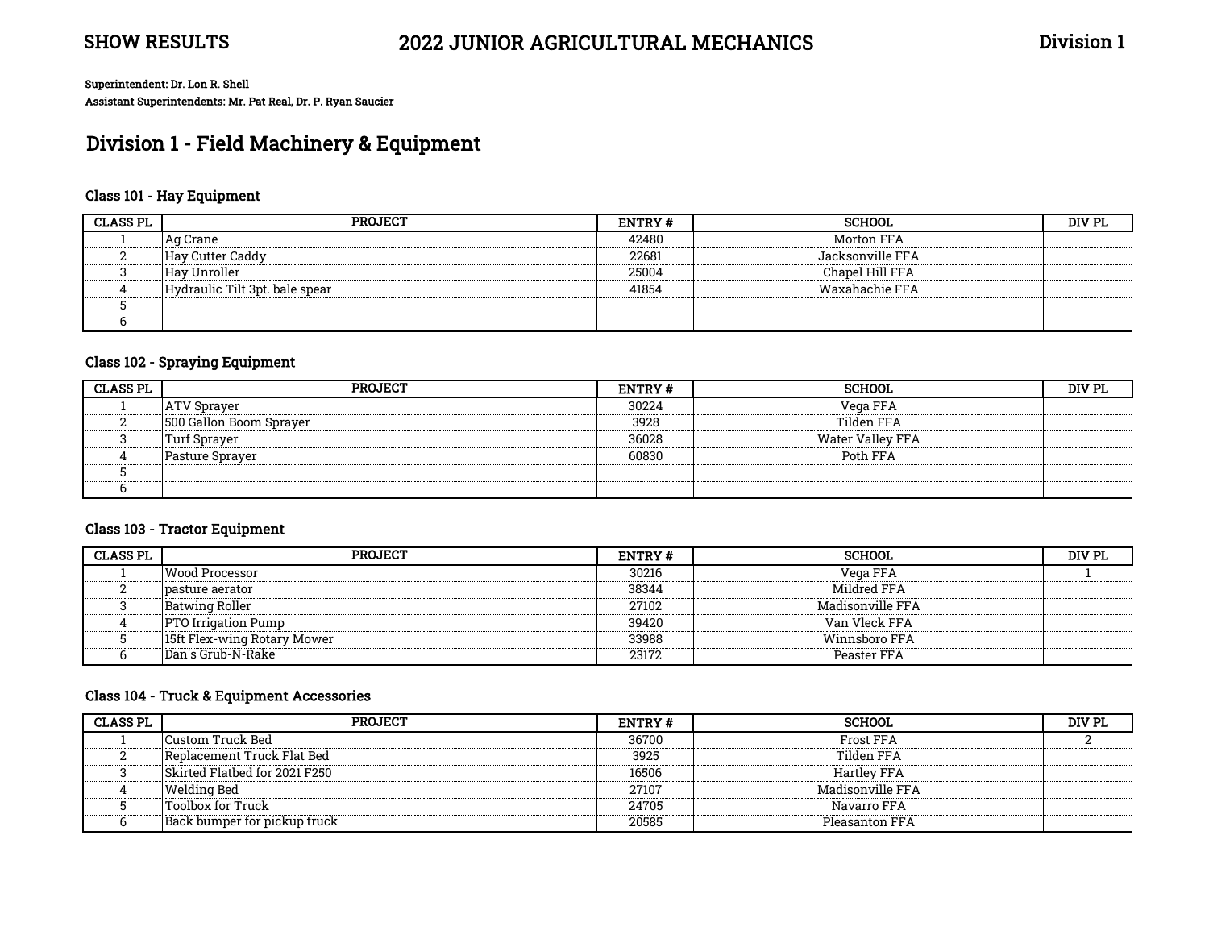SHOW RESULTS

# 2022 JUNIOR AGRICULTURAL MECHANICS

Division 1

**Superintendent: Dr. Lon R. Shell**
**Assistant Superintendents: Mr. Pat Real, Dr. P. Ryan Saucier**

## Division 1 - Field Machinery & Equipment

### Class 101 - Hay Equipment

| CLASS PL | PROJECT | ENTRY # | SCHOOL | DIV PL |
|---|---|---|---|---|
| 1 | Ag Crane | 42480 | Morton FFA | |
| 2 | Hay Cutter Caddy | 22681 | Jacksonville FFA | |
| 3 | Hay Unroller | 25004 | Chapel Hill FFA | |
| 4 | Hydraulic Tilt 3pt. bale spear | 41854 | Waxahachie FFA | |
| 5 | | | | |
| 6 | | | | |

### Class 102 - Spraying Equipment

| CLASS PL | PROJECT | ENTRY # | SCHOOL | DIV PL |
|---|---|---|---|---|
| 1 | ATV Sprayer | 30224 | Vega FFA | |
| 2 | 500 Gallon Boom Sprayer | 3928 | Tilden FFA | |
| 3 | Turf Sprayer | 36028 | Water Valley FFA | |
| 4 | Pasture Sprayer | 60830 | Poth FFA | |
| 5 | | | | |
| 6 | | | | |

### Class 103 - Tractor Equipment

| CLASS PL | PROJECT | ENTRY # | SCHOOL | DIV PL |
|---|---|---|---|---|
| 1 | Wood Processor | 30216 | Vega FFA | 1 |
| 2 | pasture aerator | 38344 | Mildred FFA | |
| 3 | Batwing Roller | 27102 | Madisonville FFA | |
| 4 | PTO Irrigation Pump | 39420 | Van Vleck FFA | |
| 5 | 15ft Flex-wing Rotary Mower | 33988 | Winnsboro FFA | |
| 6 | Dan's Grub-N-Rake | 23172 | Peaster FFA | |

### Class 104 - Truck & Equipment Accessories

| CLASS PL | PROJECT | ENTRY # | SCHOOL | DIV PL |
|---|---|---|---|---|
| 1 | Custom Truck Bed | 36700 | Frost FFA | 2 |
| 2 | Replacement Truck Flat Bed | 3925 | Tilden FFA | |
| 3 | Skirted Flatbed for 2021 F250 | 16506 | Hartley FFA | |
| 4 | Welding Bed | 27107 | Madisonville FFA | |
| 5 | Toolbox for Truck | 24705 | Navarro FFA | |
| 6 | Back bumper for pickup truck | 20585 | Pleasanton FFA | |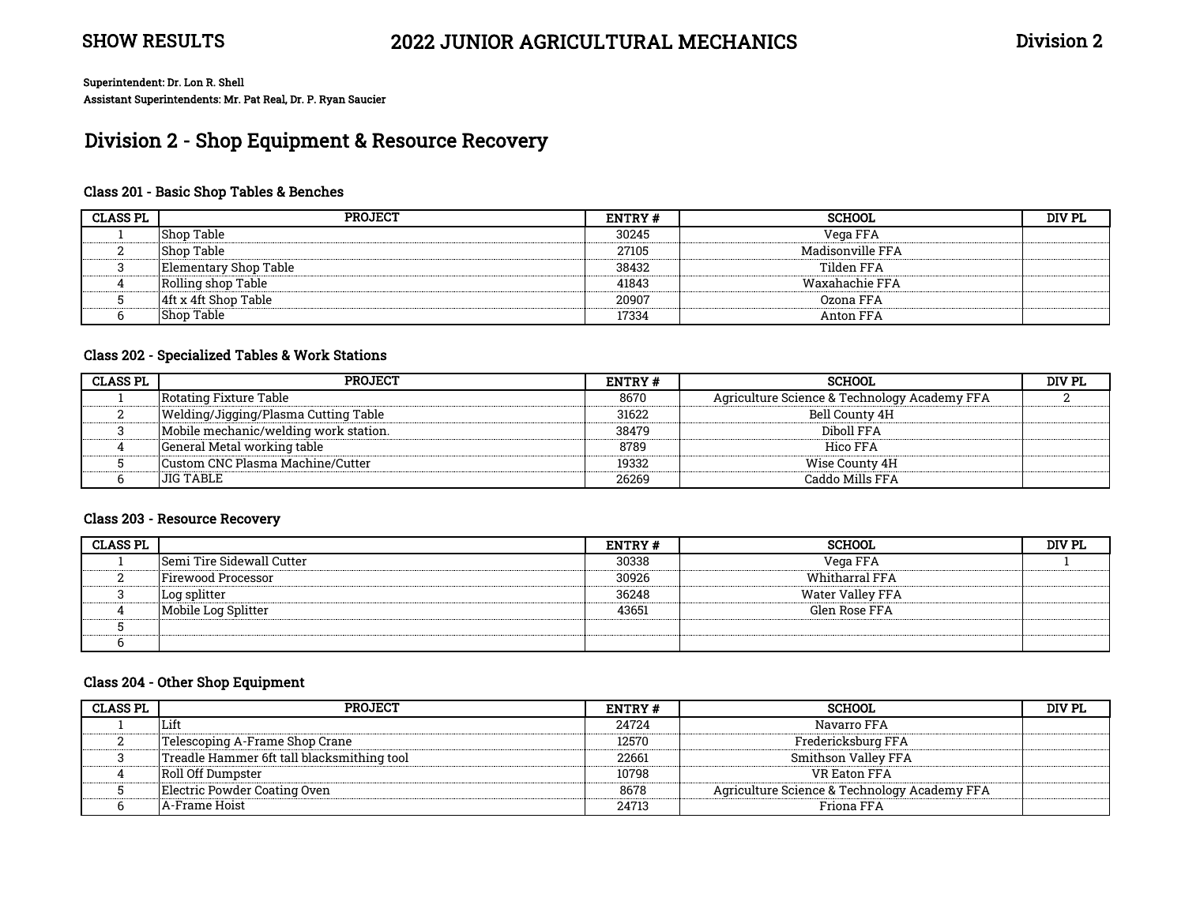**SHOW RESULTS** **2022 JUNIOR AGRICULTURAL MECHANICS** **Division 2**

**Superintendent: Dr. Lon R. Shell**
**Assistant Superintendents: Mr. Pat Real, Dr. P. Ryan Saucier**

## Division 2 - Shop Equipment & Resource Recovery

### Class 201 - Basic Shop Tables & Benches

| CLASS PL | PROJECT | ENTRY # | SCHOOL | DIV PL |
|---|---|---|---|---|
| 1 | Shop Table | 30245 | Vega FFA | |
| 2 | Shop Table | 27105 | Madisonville FFA | |
| 3 | Elementary Shop Table | 38432 | Tilden FFA | |
| 4 | Rolling shop Table | 41843 | Waxahachie FFA | |
| 5 | 4ft x 4ft Shop Table | 20907 | Ozona FFA | |
| 6 | Shop Table | 17334 | Anton FFA | |

### Class 202 - Specialized Tables & Work Stations

| CLASS PL | PROJECT | ENTRY # | SCHOOL | DIV PL |
|---|---|---|---|---|
| 1 | Rotating Fixture Table | 8670 | Agriculture Science & Technology Academy FFA | 2 |
| 2 | Welding/Jigging/Plasma Cutting Table | 31622 | Bell County 4H | |
| 3 | Mobile mechanic/welding work station. | 38479 | Diboll FFA | |
| 4 | General Metal working table | 8789 | Hico FFA | |
| 5 | Custom CNC Plasma Machine/Cutter | 19332 | Wise County 4H | |
| 6 | JIG TABLE | 26269 | Caddo Mills FFA | |

### Class 203 - Resource Recovery

| CLASS PL | | ENTRY # | SCHOOL | DIV PL |
|---|---|---|---|---|
| 1 | Semi Tire Sidewall Cutter | 30338 | Vega FFA | 1 |
| 2 | Firewood Processor | 30926 | Whitharral FFA | |
| 3 | Log splitter | 36248 | Water Valley FFA | |
| 4 | Mobile Log Splitter | 43651 | Glen Rose FFA | |
| 5 | | | | |
| 6 | | | | |

### Class 204 - Other Shop Equipment

| CLASS PL | PROJECT | ENTRY # | SCHOOL | DIV PL |
|---|---|---|---|---|
| 1 | Lift | 24724 | Navarro FFA | |
| 2 | Telescoping A-Frame Shop Crane | 12570 | Fredericksburg FFA | |
| 3 | Treadle Hammer 6ft tall blacksmithing tool | 22661 | Smithson Valley FFA | |
| 4 | Roll Off Dumpster | 10798 | VR Eaton FFA | |
| 5 | Electric Powder Coating Oven | 8678 | Agriculture Science & Technology Academy FFA | |
| 6 | A-Frame Hoist | 24713 | Friona FFA | |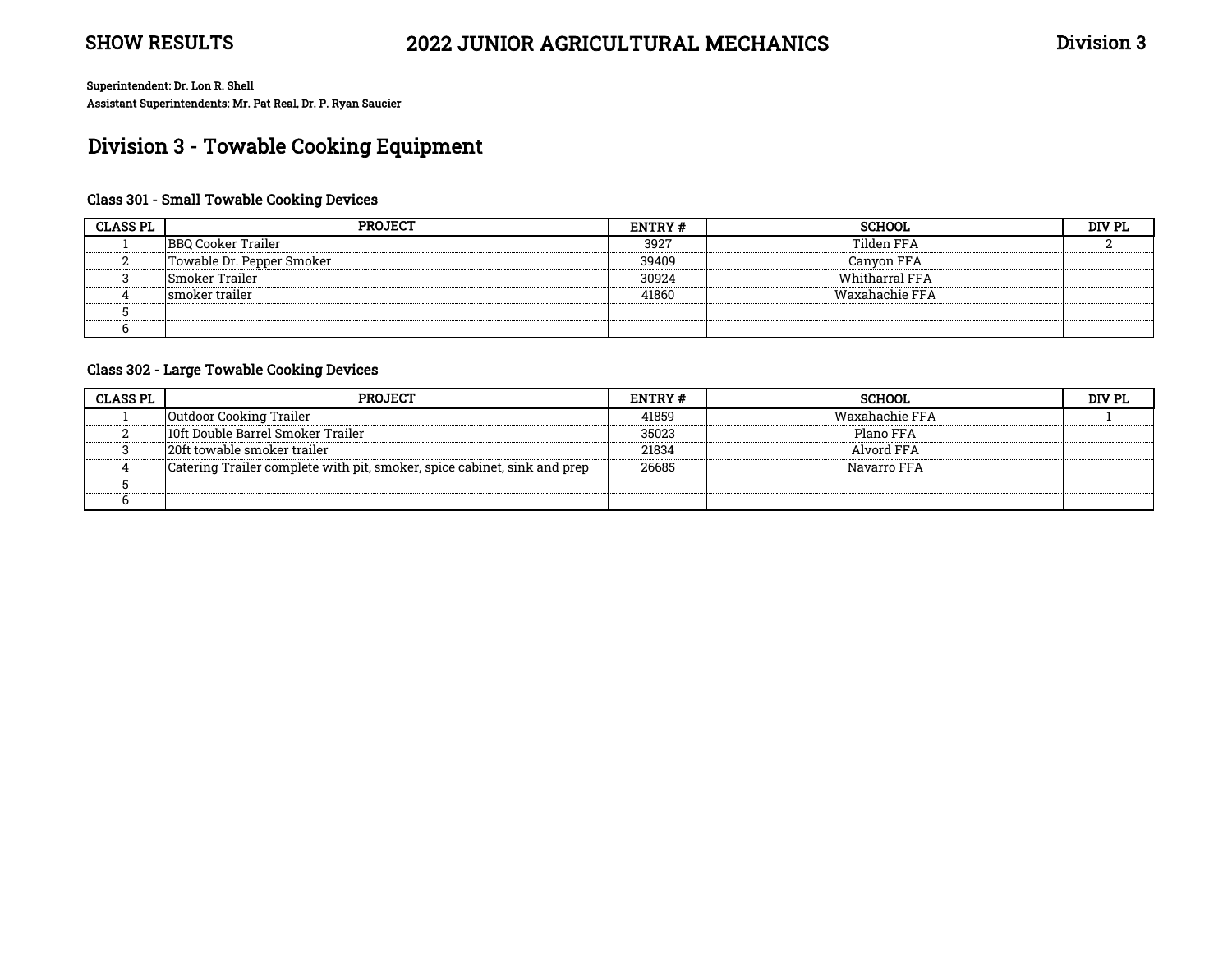SHOW RESULTS

# 2022 JUNIOR AGRICULTURAL MECHANICS

Division 3

**Superintendent: Dr. Lon R. Shell**
**Assistant Superintendents: Mr. Pat Real, Dr. P. Ryan Saucier**

## Division 3 - Towable Cooking Equipment

### Class 301 - Small Towable Cooking Devices

| CLASS PL | PROJECT | ENTRY # | SCHOOL | DIV PL |
|---|---|---|---|---|
| 1 | BBQ Cooker Trailer | 3927 | Tilden FFA | 2 |
| 2 | Towable Dr. Pepper Smoker | 39409 | Canyon FFA | |
| 3 | Smoker Trailer | 30924 | Whitharral FFA | |
| 4 | smoker trailer | 41860 | Waxahachie FFA | |
| 5 | | | | |
| 6 | | | | |

### Class 302 - Large Towable Cooking Devices

| CLASS PL | PROJECT | ENTRY # | SCHOOL | DIV PL |
|---|---|---|---|---|
| 1 | Outdoor Cooking Trailer | 41859 | Waxahachie FFA | 1 |
| 2 | 10ft Double Barrel Smoker Trailer | 35023 | Plano FFA | |
| 3 | 20ft towable smoker trailer | 21834 | Alvord FFA | |
| 4 | Catering Trailer complete with pit, smoker, spice cabinet, sink and prep | 26685 | Navarro FFA | |
| 5 | | | | |
| 6 | | | | |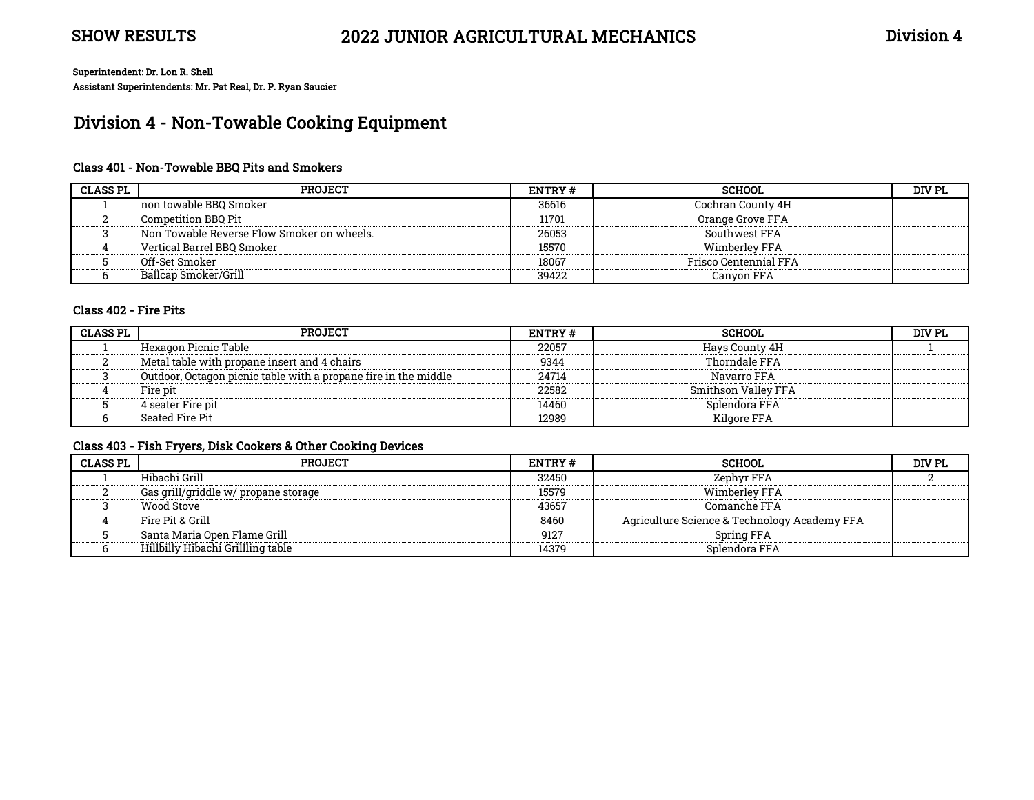# 2022 JUNIOR AGRICULTURAL MECHANICS

SHOW RESULTS — Division 4

**Superintendent: Dr. Lon R. Shell**
**Assistant Superintendents: Mr. Pat Real, Dr. P. Ryan Saucier**

## Division 4 - Non-Towable Cooking Equipment

### Class 401 - Non-Towable BBQ Pits and Smokers

| CLASS PL | PROJECT | ENTRY # | SCHOOL | DIV PL |
|---|---|---|---|---|
| 1 | non towable BBQ Smoker | 36616 | Cochran County 4H | |
| 2 | Competition BBQ Pit | 11701 | Orange Grove FFA | |
| 3 | Non Towable Reverse Flow Smoker on wheels. | 26053 | Southwest FFA | |
| 4 | Vertical Barrel BBQ Smoker | 15570 | Wimberley FFA | |
| 5 | Off-Set Smoker | 18067 | Frisco Centennial FFA | |
| 6 | Ballcap Smoker/Grill | 39422 | Canyon FFA | |

### Class 402 - Fire Pits

| CLASS PL | PROJECT | ENTRY # | SCHOOL | DIV PL |
|---|---|---|---|---|
| 1 | Hexagon Picnic Table | 22057 | Hays County 4H | 1 |
| 2 | Metal table with propane insert and 4 chairs | 9344 | Thorndale FFA | |
| 3 | Outdoor, Octagon picnic table with a propane fire in the middle | 24714 | Navarro FFA | |
| 4 | Fire pit | 22582 | Smithson Valley FFA | |
| 5 | 4 seater Fire pit | 14460 | Splendora FFA | |
| 6 | Seated Fire Pit | 12989 | Kilgore FFA | |

### Class 403 - Fish Fryers, Disk Cookers & Other Cooking Devices

| CLASS PL | PROJECT | ENTRY # | SCHOOL | DIV PL |
|---|---|---|---|---|
| 1 | Hibachi Grill | 32450 | Zephyr FFA | 2 |
| 2 | Gas grill/griddle w/ propane storage | 15579 | Wimberley FFA | |
| 3 | Wood Stove | 43657 | Comanche FFA | |
| 4 | Fire Pit & Grill | 8460 | Agriculture Science & Technology Academy FFA | |
| 5 | Santa Maria Open Flame Grill | 9127 | Spring FFA | |
| 6 | Hillbilly Hibachi Grillling table | 14379 | Splendora FFA | |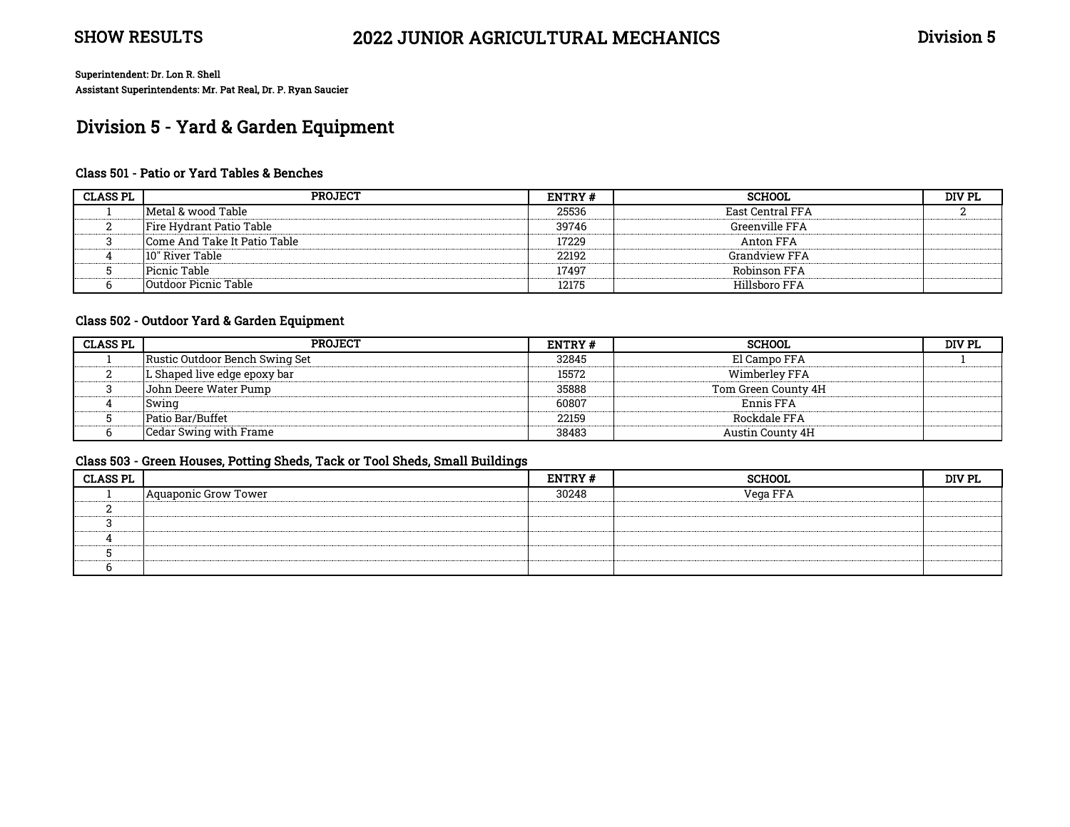# SHOW RESULTS — 2022 JUNIOR AGRICULTURAL MECHANICS — Division 5

**Superintendent: Dr. Lon R. Shell**
**Assistant Superintendents: Mr. Pat Real, Dr. P. Ryan Saucier**

## Division 5 - Yard & Garden Equipment

### Class 501 - Patio or Yard Tables & Benches

| CLASS PL | PROJECT | ENTRY # | SCHOOL | DIV PL |
|---|---|---|---|---|
| 1 | Metal & wood Table | 25536 | East Central FFA | 2 |
| 2 | Fire Hydrant Patio Table | 39746 | Greenville FFA | |
| 3 | Come And Take It Patio Table | 17229 | Anton FFA | |
| 4 | 10" River Table | 22192 | Grandview FFA | |
| 5 | Picnic Table | 17497 | Robinson FFA | |
| 6 | Outdoor Picnic Table | 12175 | Hillsboro FFA | |

### Class 502 - Outdoor Yard & Garden Equipment

| CLASS PL | PROJECT | ENTRY # | SCHOOL | DIV PL |
|---|---|---|---|---|
| 1 | Rustic Outdoor Bench Swing Set | 32845 | El Campo FFA | 1 |
| 2 | L Shaped live edge epoxy bar | 15572 | Wimberley FFA | |
| 3 | John Deere Water Pump | 35888 | Tom Green County 4H | |
| 4 | Swing | 60807 | Ennis FFA | |
| 5 | Patio Bar/Buffet | 22159 | Rockdale FFA | |
| 6 | Cedar Swing with Frame | 38483 | Austin County 4H | |

### Class 503 - Green Houses, Potting Sheds, Tack or Tool Sheds, Small Buildings

| CLASS PL | | ENTRY # | SCHOOL | DIV PL |
|---|---|---|---|---|
| 1 | Aquaponic Grow Tower | 30248 | Vega FFA | |
| 2 | | | | |
| 3 | | | | |
| 4 | | | | |
| 5 | | | | |
| 6 | | | | |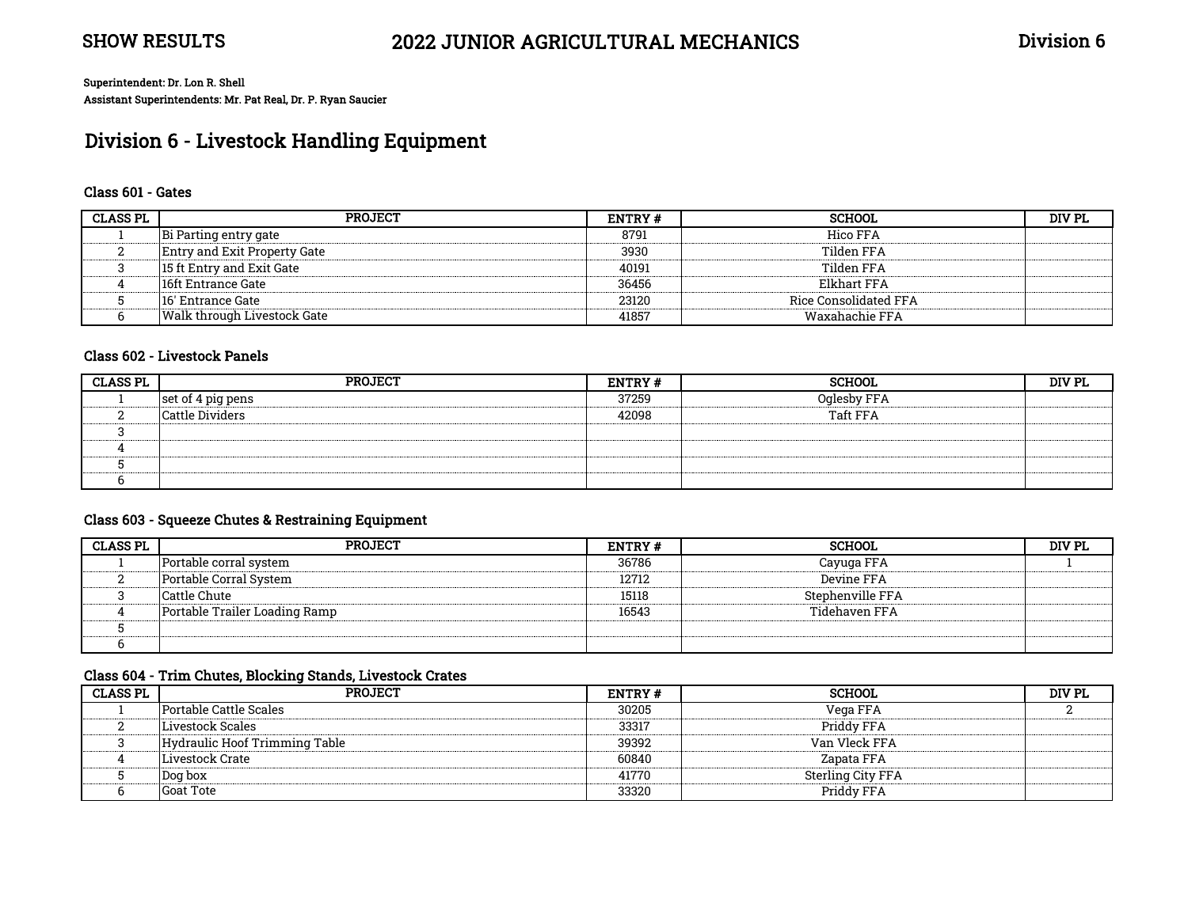SHOW RESULTS | 2022 JUNIOR AGRICULTURAL MECHANICS | Division 6

**Superintendent: Dr. Lon R. Shell**
**Assistant Superintendents: Mr. Pat Real, Dr. P. Ryan Saucier**

## Division 6 - Livestock Handling Equipment

### Class 601 - Gates

| CLASS PL | PROJECT | ENTRY # | SCHOOL | DIV PL |
|---|---|---|---|---|
| 1 | Bi Parting entry gate | 8791 | Hico FFA | |
| 2 | Entry and Exit Property Gate | 3930 | Tilden FFA | |
| 3 | 15 ft Entry and Exit Gate | 40191 | Tilden FFA | |
| 4 | 16ft Entrance Gate | 36456 | Elkhart FFA | |
| 5 | 16' Entrance Gate | 23120 | Rice Consolidated FFA | |
| 6 | Walk through Livestock Gate | 41857 | Waxahachie FFA | |

### Class 602 - Livestock Panels

| CLASS PL | PROJECT | ENTRY # | SCHOOL | DIV PL |
|---|---|---|---|---|
| 1 | set of 4 pig pens | 37259 | Oglesby FFA | |
| 2 | Cattle Dividers | 42098 | Taft FFA | |
| 3 | | | | |
| 4 | | | | |
| 5 | | | | |
| 6 | | | | |

### Class 603 - Squeeze Chutes & Restraining Equipment

| CLASS PL | PROJECT | ENTRY # | SCHOOL | DIV PL |
|---|---|---|---|---|
| 1 | Portable corral system | 36786 | Cayuga FFA | 1 |
| 2 | Portable Corral System | 12712 | Devine FFA | |
| 3 | Cattle Chute | 15118 | Stephenville FFA | |
| 4 | Portable Trailer Loading Ramp | 16543 | Tidehaven FFA | |
| 5 | | | | |
| 6 | | | | |

### Class 604 - Trim Chutes, Blocking Stands, Livestock Crates

| CLASS PL | PROJECT | ENTRY # | SCHOOL | DIV PL |
|---|---|---|---|---|
| 1 | Portable Cattle Scales | 30205 | Vega FFA | 2 |
| 2 | Livestock Scales | 33317 | Priddy FFA | |
| 3 | Hydraulic Hoof Trimming Table | 39392 | Van Vleck FFA | |
| 4 | Livestock Crate | 60840 | Zapata FFA | |
| 5 | Dog box | 41770 | Sterling City FFA | |
| 6 | Goat Tote | 33320 | Priddy FFA | |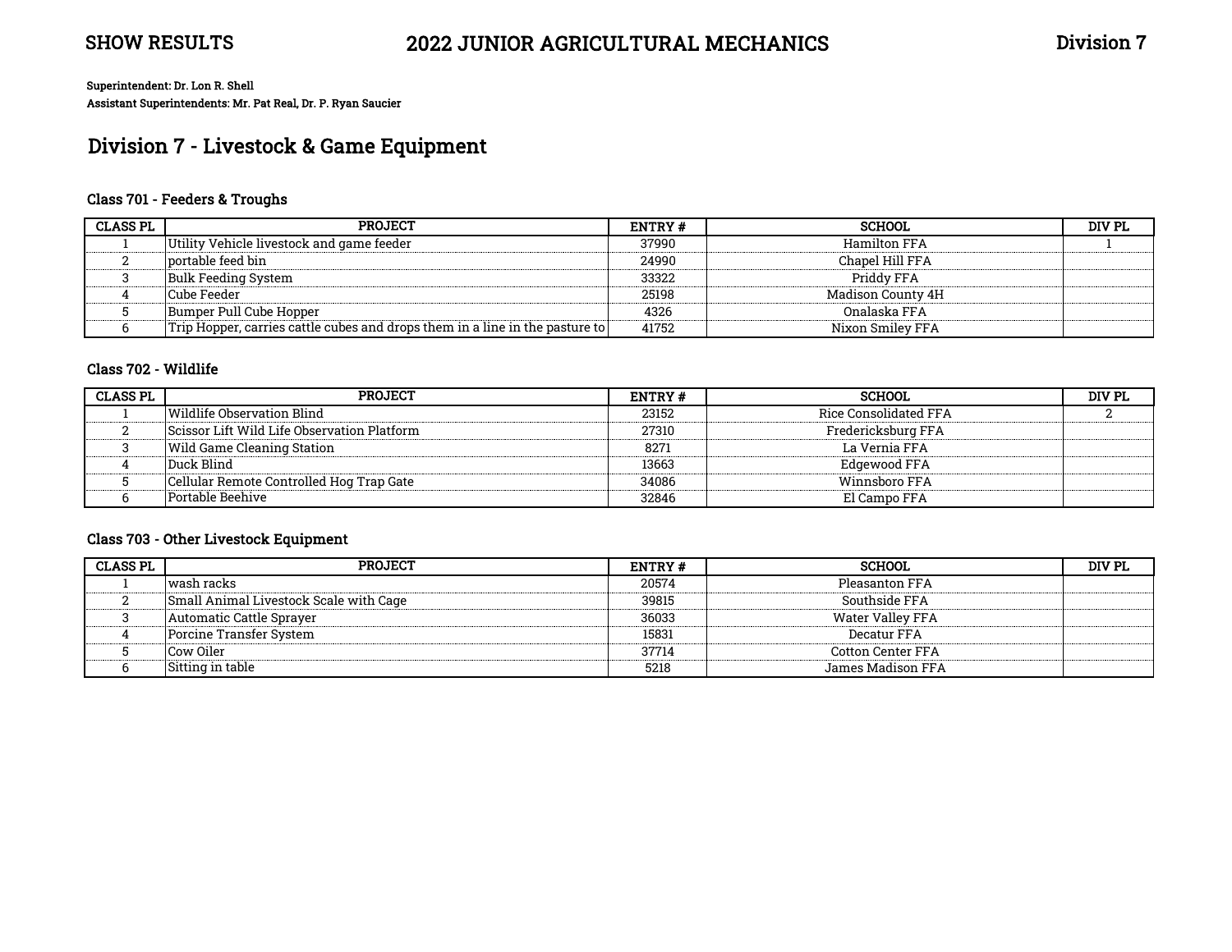SHOW RESULTS

# 2022 JUNIOR AGRICULTURAL MECHANICS

Division 7

**Superintendent: Dr. Lon R. Shell**
**Assistant Superintendents: Mr. Pat Real, Dr. P. Ryan Saucier**

## Division 7 - Livestock & Game Equipment

### Class 701 - Feeders & Troughs

| CLASS PL | PROJECT | ENTRY # | SCHOOL | DIV PL |
|---|---|---|---|---|
| 1 | Utility Vehicle livestock and game feeder | 37990 | Hamilton FFA | 1 |
| 2 | portable feed bin | 24990 | Chapel Hill FFA | |
| 3 | Bulk Feeding System | 33322 | Priddy FFA | |
| 4 | Cube Feeder | 25198 | Madison County 4H | |
| 5 | Bumper Pull Cube Hopper | 4326 | Onalaska FFA | |
| 6 | Trip Hopper, carries cattle cubes and drops them in a line in the pasture to | 41752 | Nixon Smiley FFA | |

### Class 702 - Wildlife

| CLASS PL | PROJECT | ENTRY # | SCHOOL | DIV PL |
|---|---|---|---|---|
| 1 | Wildlife Observation Blind | 23152 | Rice Consolidated FFA | 2 |
| 2 | Scissor Lift Wild Life Observation Platform | 27310 | Fredericksburg FFA | |
| 3 | Wild Game Cleaning Station | 8271 | La Vernia FFA | |
| 4 | Duck Blind | 13663 | Edgewood FFA | |
| 5 | Cellular Remote Controlled Hog Trap Gate | 34086 | Winnsboro FFA | |
| 6 | Portable Beehive | 32846 | El Campo FFA | |

### Class 703 - Other Livestock Equipment

| CLASS PL | PROJECT | ENTRY # | SCHOOL | DIV PL |
|---|---|---|---|---|
| 1 | wash racks | 20574 | Pleasanton FFA | |
| 2 | Small Animal Livestock Scale with Cage | 39815 | Southside FFA | |
| 3 | Automatic Cattle Sprayer | 36033 | Water Valley FFA | |
| 4 | Porcine Transfer System | 15831 | Decatur FFA | |
| 5 | Cow Oiler | 37714 | Cotton Center FFA | |
| 6 | Sitting in table | 5218 | James Madison FFA | |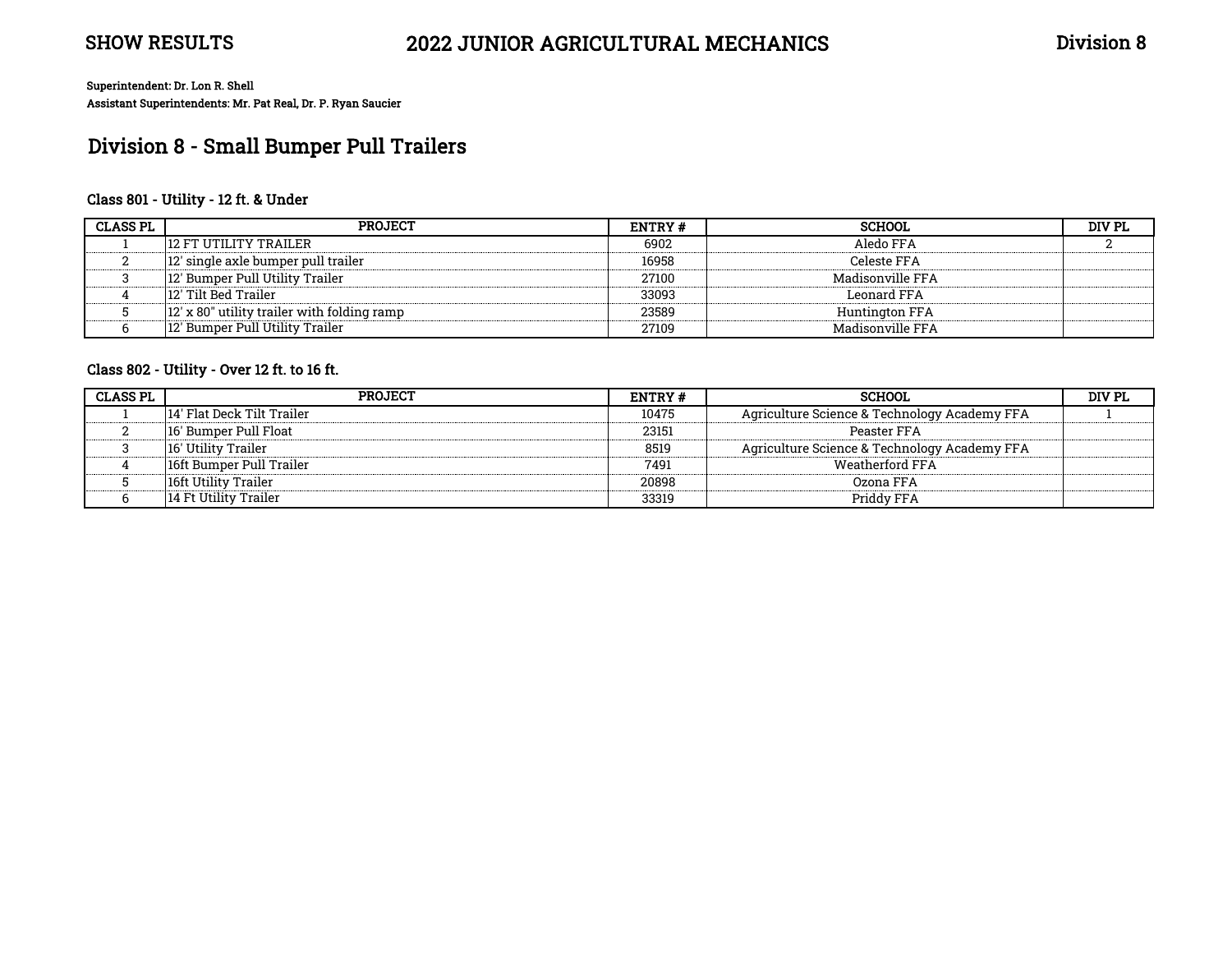SHOW RESULTS — 2022 JUNIOR AGRICULTURAL MECHANICS — Division 8

**Superintendent: Dr. Lon R. Shell**
**Assistant Superintendents: Mr. Pat Real, Dr. P. Ryan Saucier**

## Division 8 - Small Bumper Pull Trailers

### Class 801 - Utility - 12 ft. & Under

| CLASS PL | PROJECT | ENTRY # | SCHOOL | DIV PL |
|---|---|---|---|---|
| 1 | 12 FT UTILITY TRAILER | 6902 | Aledo FFA | 2 |
| 2 | 12' single axle bumper pull trailer | 16958 | Celeste FFA | |
| 3 | 12' Bumper Pull Utility Trailer | 27100 | Madisonville FFA | |
| 4 | 12' Tilt Bed Trailer | 33093 | Leonard FFA | |
| 5 | 12' x 80" utility trailer with folding ramp | 23589 | Huntington FFA | |
| 6 | 12' Bumper Pull Utility Trailer | 27109 | Madisonville FFA | |

### Class 802 - Utility - Over 12 ft. to 16 ft.

| CLASS PL | PROJECT | ENTRY # | SCHOOL | DIV PL |
|---|---|---|---|---|
| 1 | 14' Flat Deck Tilt Trailer | 10475 | Agriculture Science & Technology Academy FFA | 1 |
| 2 | 16' Bumper Pull Float | 23151 | Peaster FFA | |
| 3 | 16' Utility Trailer | 8519 | Agriculture Science & Technology Academy FFA | |
| 4 | 16ft Bumper Pull Trailer | 7491 | Weatherford FFA | |
| 5 | 16ft Utility Trailer | 20898 | Ozona FFA | |
| 6 | 14 Ft Utility Trailer | 33319 | Priddy FFA | |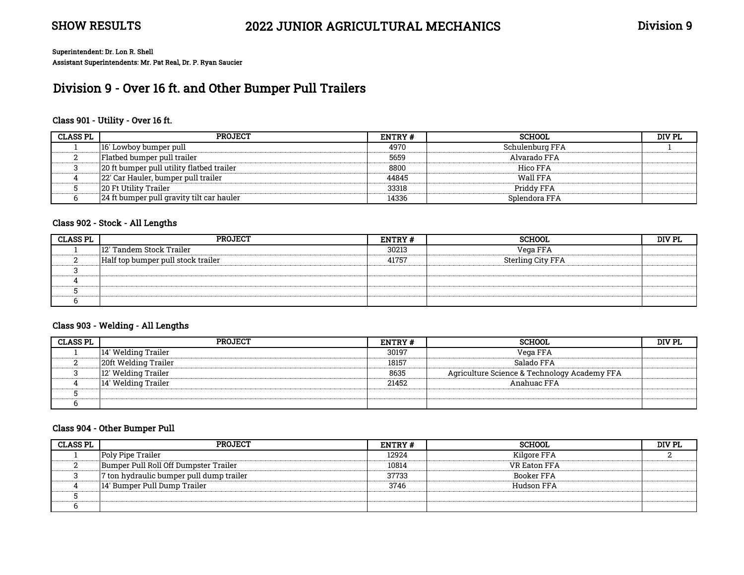**SHOW RESULTS** | **2022 JUNIOR AGRICULTURAL MECHANICS** | **Division 9**

**Superintendent: Dr. Lon R. Shell**
**Assistant Superintendents: Mr. Pat Real, Dr. P. Ryan Saucier**

## Division 9 - Over 16 ft. and Other Bumper Pull Trailers

### Class 901 - Utility - Over 16 ft.

| CLASS PL | PROJECT | ENTRY # | SCHOOL | DIV PL |
|---|---|---|---|---|
| 1 | 16' Lowboy bumper pull | 4970 | Schulenburg FFA | 1 |
| 2 | Flatbed bumper pull trailer | 5659 | Alvarado FFA | |
| 3 | 20 ft bumper pull utility flatbed trailer | 8800 | Hico FFA | |
| 4 | 22' Car Hauler, bumper pull trailer | 44845 | Wall FFA | |
| 5 | 20 Ft Utility Trailer | 33318 | Priddy FFA | |
| 6 | 24 ft bumper pull gravity tilt car hauler | 14336 | Splendora FFA | |

### Class 902 - Stock - All Lengths

| CLASS PL | PROJECT | ENTRY # | SCHOOL | DIV PL |
|---|---|---|---|---|
| 1 | 12' Tandem Stock Trailer | 30213 | Vega FFA | |
| 2 | Half top bumper pull stock trailer | 41757 | Sterling City FFA | |
| 3 | | | | |
| 4 | | | | |
| 5 | | | | |
| 6 | | | | |

### Class 903 - Welding - All Lengths

| CLASS PL | PROJECT | ENTRY # | SCHOOL | DIV PL |
|---|---|---|---|---|
| 1 | 14' Welding Trailer | 30197 | Vega FFA | |
| 2 | 20ft Welding Trailer | 18157 | Salado FFA | |
| 3 | 12' Welding Trailer | 8635 | Agriculture Science & Technology Academy FFA | |
| 4 | 14' Welding Trailer | 21452 | Anahuac FFA | |
| 5 | | | | |
| 6 | | | | |

### Class 904 - Other Bumper Pull

| CLASS PL | PROJECT | ENTRY # | SCHOOL | DIV PL |
|---|---|---|---|---|
| 1 | Poly Pipe Trailer | 12924 | Kilgore FFA | 2 |
| 2 | Bumper Pull Roll Off Dumpster Trailer | 10814 | VR Eaton FFA | |
| 3 | 7 ton hydraulic bumper pull dump trailer | 37733 | Booker FFA | |
| 4 | 14' Bumper Pull Dump Trailer | 3746 | Hudson FFA | |
| 5 | | | | |
| 6 | | | | |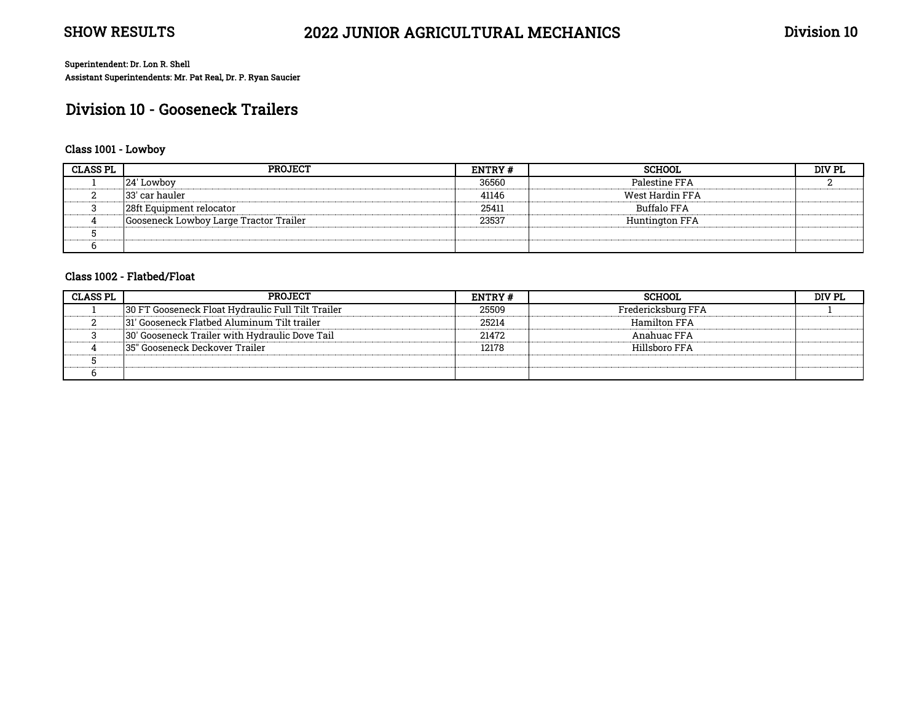SHOW RESULTS

# 2022 JUNIOR AGRICULTURAL MECHANICS

Division 10

**Superintendent: Dr. Lon R. Shell**
**Assistant Superintendents: Mr. Pat Real, Dr. P. Ryan Saucier**

## Division 10 - Gooseneck Trailers

### Class 1001 - Lowboy

| CLASS PL | PROJECT | ENTRY # | SCHOOL | DIV PL |
|---|---|---|---|---|
| 1 | 24' Lowboy | 36560 | Palestine FFA | 2 |
| 2 | 33' car hauler | 41146 | West Hardin FFA | |
| 3 | 28ft Equipment relocator | 25411 | Buffalo FFA | |
| 4 | Gooseneck Lowboy Large Tractor Trailer | 23537 | Huntington FFA | |
| 5 | | | | |
| 6 | | | | |

### Class 1002 - Flatbed/Float

| CLASS PL | PROJECT | ENTRY # | SCHOOL | DIV PL |
|---|---|---|---|---|
| 1 | 30 FT Gooseneck Float Hydraulic Full Tilt Trailer | 25509 | Fredericksburg FFA | 1 |
| 2 | 31' Gooseneck Flatbed Aluminum Tilt trailer | 25214 | Hamilton FFA | |
| 3 | 30' Gooseneck Trailer with Hydraulic Dove Tail | 21472 | Anahuac FFA | |
| 4 | 35" Gooseneck Deckover Trailer | 12178 | Hillsboro FFA | |
| 5 | | | | |
| 6 | | | | |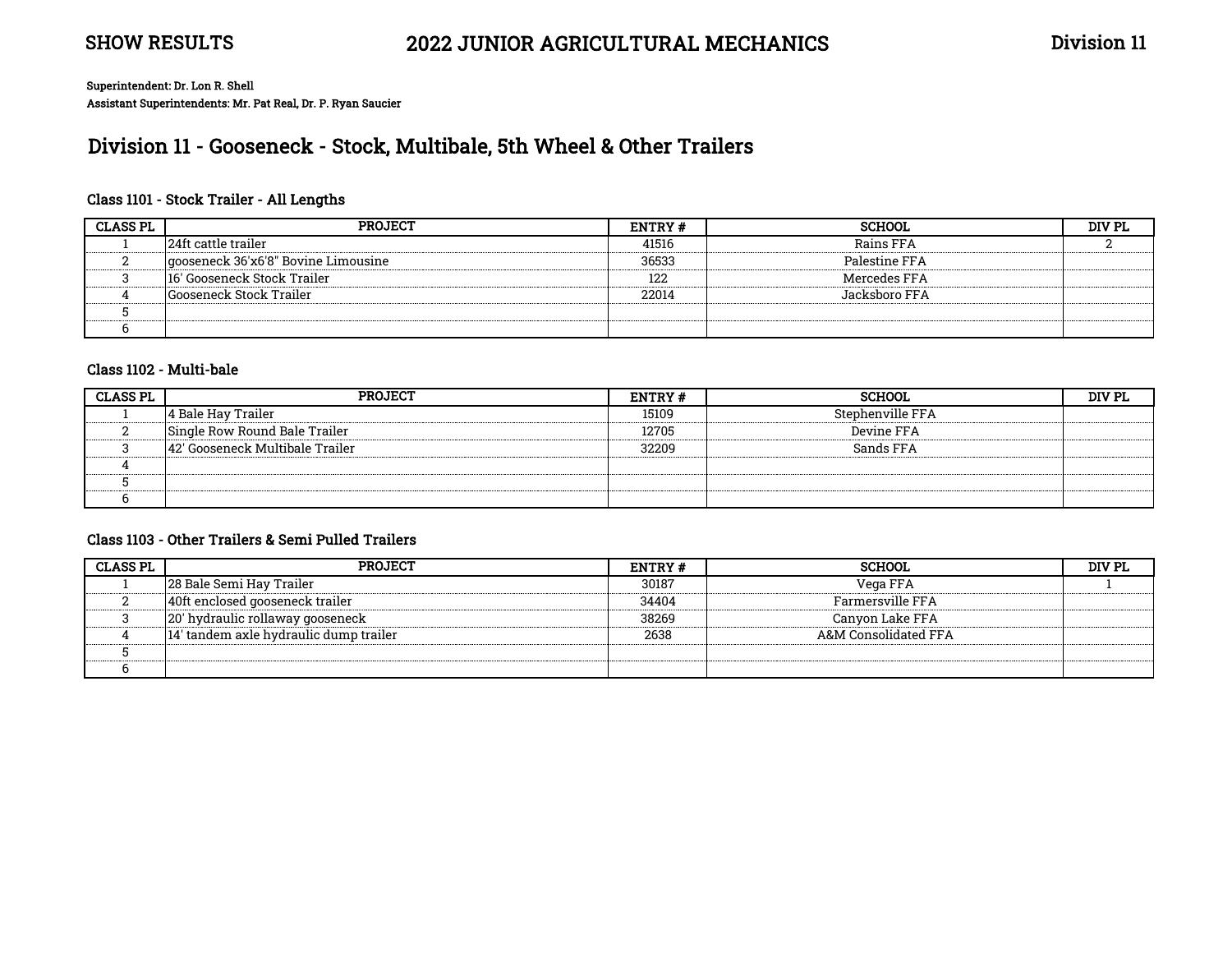SHOW RESULTS

# 2022 JUNIOR AGRICULTURAL MECHANICS

Division 11

**Superintendent: Dr. Lon R. Shell**
**Assistant Superintendents: Mr. Pat Real, Dr. P. Ryan Saucier**

## Division 11 - Gooseneck - Stock, Multibale, 5th Wheel & Other Trailers

### Class 1101 - Stock Trailer - All Lengths

| CLASS PL | PROJECT | ENTRY # | SCHOOL | DIV PL |
|---|---|---|---|---|
| 1 | 24ft cattle trailer | 41516 | Rains FFA | 2 |
| 2 | gooseneck 36'x6'8" Bovine Limousine | 36533 | Palestine FFA | |
| 3 | 16' Gooseneck Stock Trailer | 122 | Mercedes FFA | |
| 4 | Gooseneck Stock Trailer | 22014 | Jacksboro FFA | |
| 5 | | | | |
| 6 | | | | |

### Class 1102 - Multi-bale

| CLASS PL | PROJECT | ENTRY # | SCHOOL | DIV PL |
|---|---|---|---|---|
| 1 | 4 Bale Hay Trailer | 15109 | Stephenville FFA | |
| 2 | Single Row Round Bale Trailer | 12705 | Devine FFA | |
| 3 | 42' Gooseneck Multibale Trailer | 32209 | Sands FFA | |
| 4 | | | | |
| 5 | | | | |
| 6 | | | | |

### Class 1103 - Other Trailers & Semi Pulled Trailers

| CLASS PL | PROJECT | ENTRY # | SCHOOL | DIV PL |
|---|---|---|---|---|
| 1 | 28 Bale Semi Hay Trailer | 30187 | Vega FFA | 1 |
| 2 | 40ft enclosed gooseneck trailer | 34404 | Farmersville FFA | |
| 3 | 20' hydraulic rollaway gooseneck | 38269 | Canyon Lake FFA | |
| 4 | 14' tandem axle hydraulic dump trailer | 2638 | A&M Consolidated FFA | |
| 5 | | | | |
| 6 | | | | |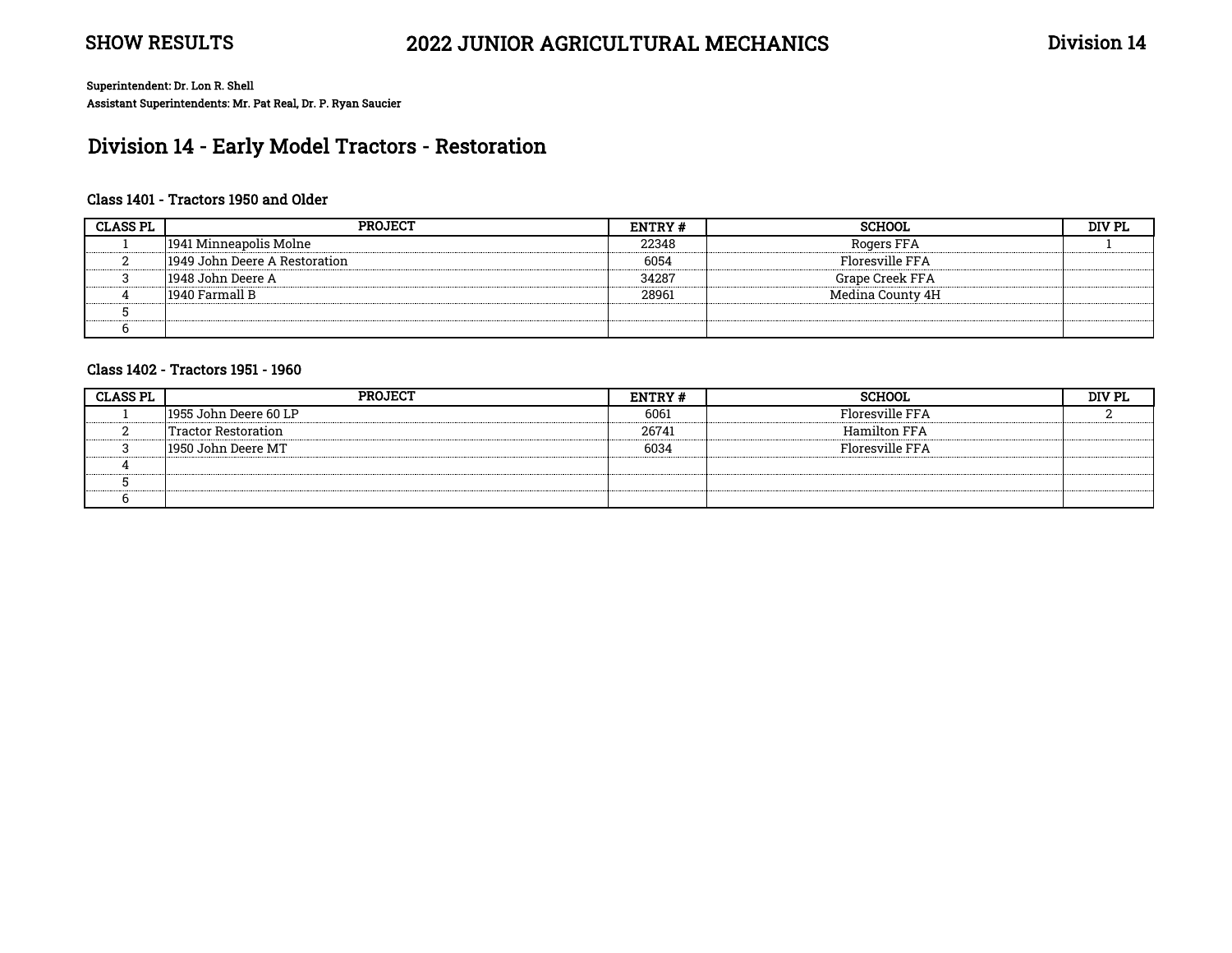SHOW RESULTS

# 2022 JUNIOR AGRICULTURAL MECHANICS

Division 14

**Superintendent: Dr. Lon R. Shell**
**Assistant Superintendents: Mr. Pat Real, Dr. P. Ryan Saucier**

## Division 14 - Early Model Tractors - Restoration

### Class 1401 - Tractors 1950 and Older

| CLASS PL | PROJECT | ENTRY # | SCHOOL | DIV PL |
|---|---|---|---|---|
| 1 | 1941 Minneapolis Molne | 22348 | Rogers FFA | 1 |
| 2 | 1949 John Deere A Restoration | 6054 | Floresville FFA | |
| 3 | 1948 John Deere A | 34287 | Grape Creek FFA | |
| 4 | 1940 Farmall B | 28961 | Medina County 4H | |
| 5 | | | | |
| 6 | | | | |

### Class 1402 - Tractors 1951 - 1960

| CLASS PL | PROJECT | ENTRY # | SCHOOL | DIV PL |
|---|---|---|---|---|
| 1 | 1955 John Deere 60 LP | 6061 | Floresville FFA | 2 |
| 2 | Tractor Restoration | 26741 | Hamilton FFA | |
| 3 | 1950 John Deere MT | 6034 | Floresville FFA | |
| 4 | | | | |
| 5 | | | | |
| 6 | | | | |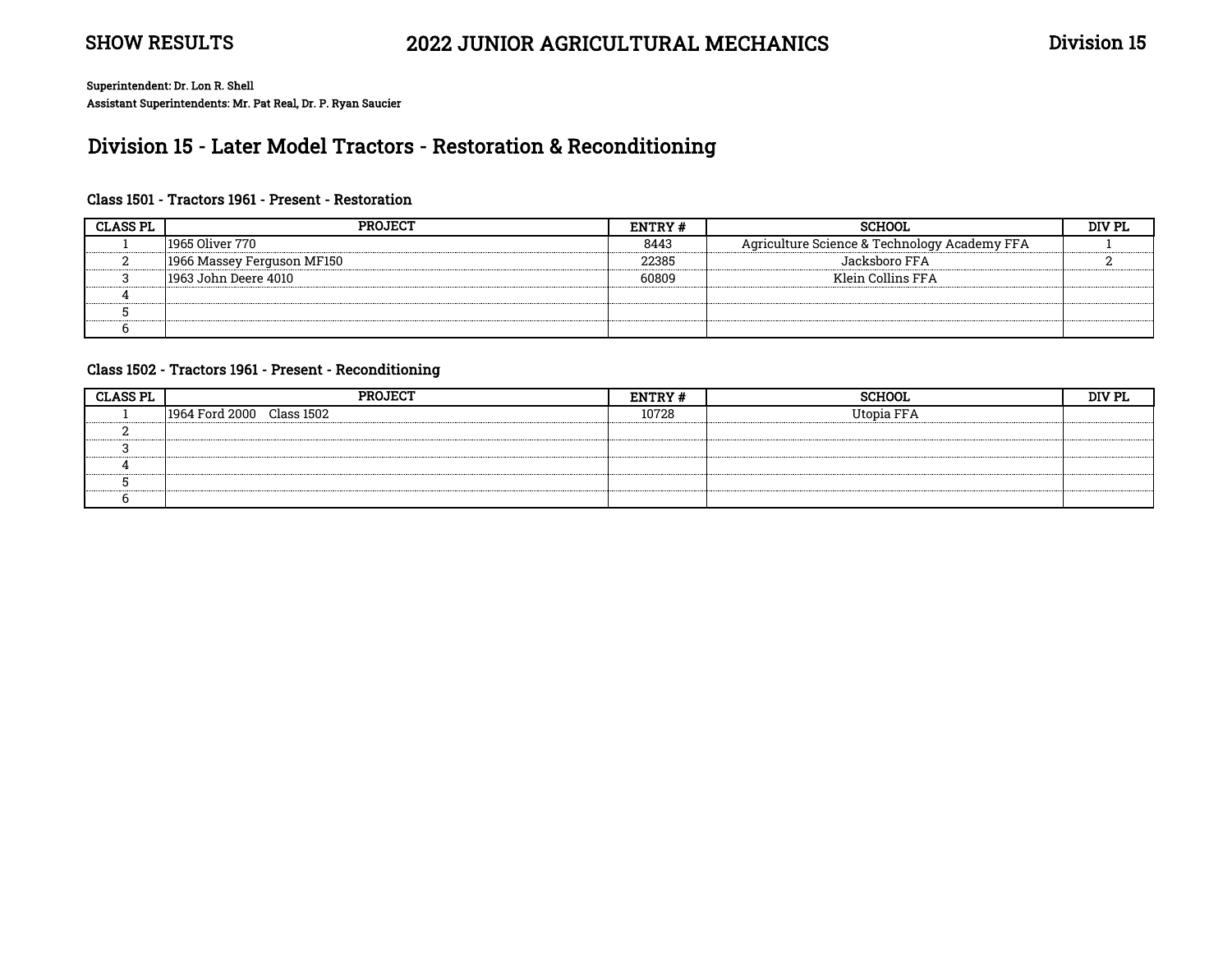SHOW RESULTS

# 2022 JUNIOR AGRICULTURAL MECHANICS

Division 15

**Superintendent: Dr. Lon R. Shell**
**Assistant Superintendents: Mr. Pat Real, Dr. P. Ryan Saucier**

## Division 15 - Later Model Tractors - Restoration & Reconditioning

### Class 1501 - Tractors 1961 - Present - Restoration

| CLASS PL | PROJECT | ENTRY # | SCHOOL | DIV PL |
|---|---|---|---|---|
| 1 | 1965 Oliver 770 | 8443 | Agriculture Science & Technology Academy FFA | 1 |
| 2 | 1966 Massey Ferguson MF150 | 22385 | Jacksboro FFA | 2 |
| 3 | 1963 John Deere 4010 | 60809 | Klein Collins FFA | |
| 4 | | | | |
| 5 | | | | |
| 6 | | | | |

### Class 1502 - Tractors 1961 - Present - Reconditioning

| CLASS PL | PROJECT | ENTRY # | SCHOOL | DIV PL |
|---|---|---|---|---|
| 1 | 1964 Ford 2000 Class 1502 | 10728 | Utopia FFA | |
| 2 | | | | |
| 3 | | | | |
| 4 | | | | |
| 5 | | | | |
| 6 | | | | |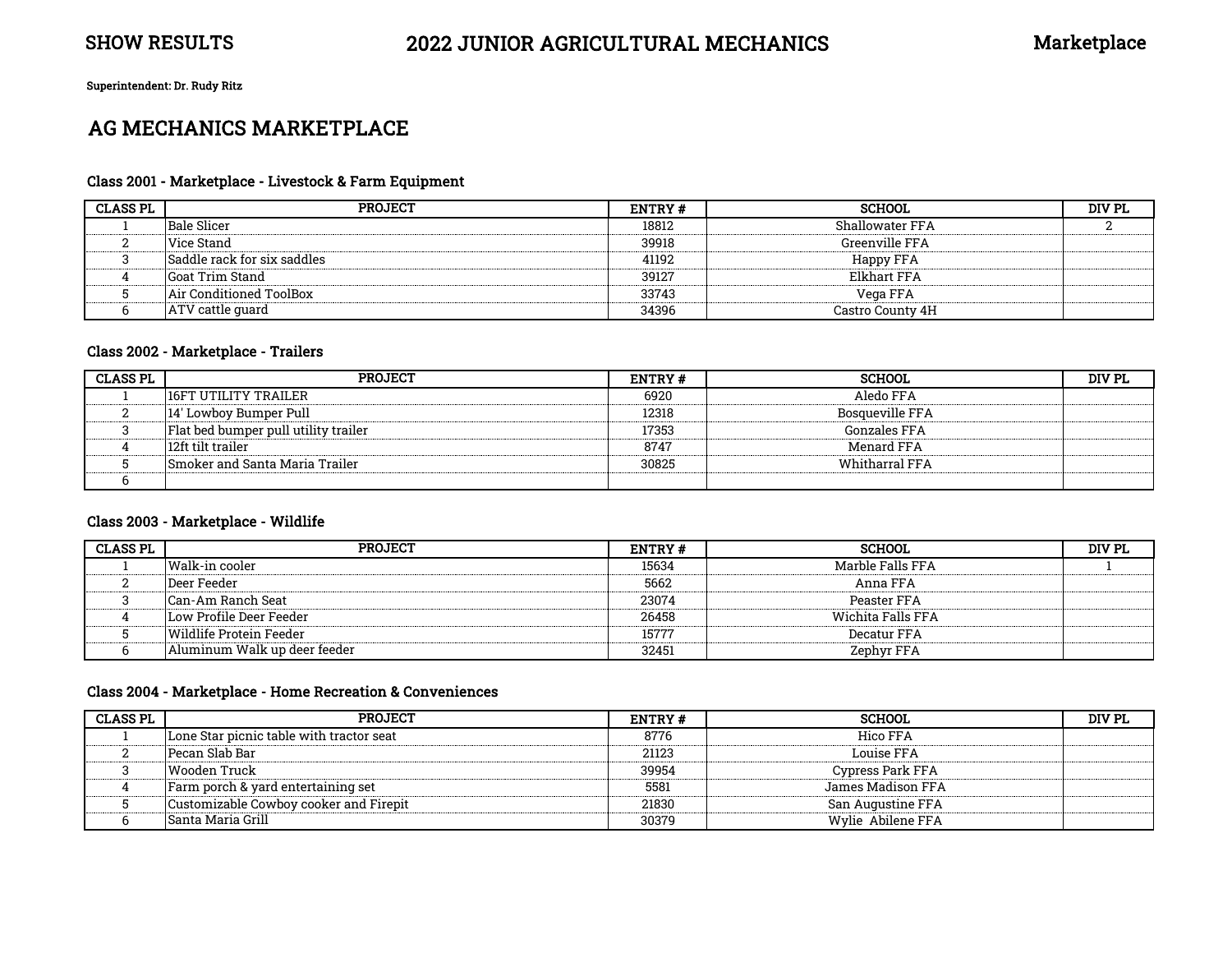**SHOW RESULTS** **2022 JUNIOR AGRICULTURAL MECHANICS** **Marketplace**

**Superintendent: Dr. Rudy Ritz**

## AG MECHANICS MARKETPLACE

### Class 2001 - Marketplace - Livestock & Farm Equipment

| CLASS PL | PROJECT | ENTRY # | SCHOOL | DIV PL |
|---|---|---|---|---|
| 1 | Bale Slicer | 18812 | Shallowater FFA | 2 |
| 2 | Vice Stand | 39918 | Greenville FFA | |
| 3 | Saddle rack for six saddles | 41192 | Happy FFA | |
| 4 | Goat Trim Stand | 39127 | Elkhart FFA | |
| 5 | Air Conditioned ToolBox | 33743 | Vega FFA | |
| 6 | ATV cattle guard | 34396 | Castro County 4H | |

### Class 2002 - Marketplace - Trailers

| CLASS PL | PROJECT | ENTRY # | SCHOOL | DIV PL |
|---|---|---|---|---|
| 1 | 16FT UTILITY TRAILER | 6920 | Aledo FFA | |
| 2 | 14' Lowboy Bumper Pull | 12318 | Bosqueville FFA | |
| 3 | Flat bed bumper pull utility trailer | 17353 | Gonzales FFA | |
| 4 | 12ft tilt trailer | 8747 | Menard FFA | |
| 5 | Smoker and Santa Maria Trailer | 30825 | Whitharral FFA | |
| 6 | | | | |

### Class 2003 - Marketplace - Wildlife

| CLASS PL | PROJECT | ENTRY # | SCHOOL | DIV PL |
|---|---|---|---|---|
| 1 | Walk-in cooler | 15634 | Marble Falls FFA | 1 |
| 2 | Deer Feeder | 5662 | Anna FFA | |
| 3 | Can-Am Ranch Seat | 23074 | Peaster FFA | |
| 4 | Low Profile Deer Feeder | 26458 | Wichita Falls FFA | |
| 5 | Wildlife Protein Feeder | 15777 | Decatur FFA | |
| 6 | Aluminum Walk up deer feeder | 32451 | Zephyr FFA | |

### Class 2004 - Marketplace - Home Recreation & Conveniences

| CLASS PL | PROJECT | ENTRY # | SCHOOL | DIV PL |
|---|---|---|---|---|
| 1 | Lone Star picnic table with tractor seat | 8776 | Hico FFA | |
| 2 | Pecan Slab Bar | 21123 | Louise FFA | |
| 3 | Wooden Truck | 39954 | Cypress Park FFA | |
| 4 | Farm porch & yard entertaining set | 5581 | James Madison FFA | |
| 5 | Customizable Cowboy cooker and Firepit | 21830 | San Augustine FFA | |
| 6 | Santa Maria Grill | 30379 | Wylie Abilene FFA | |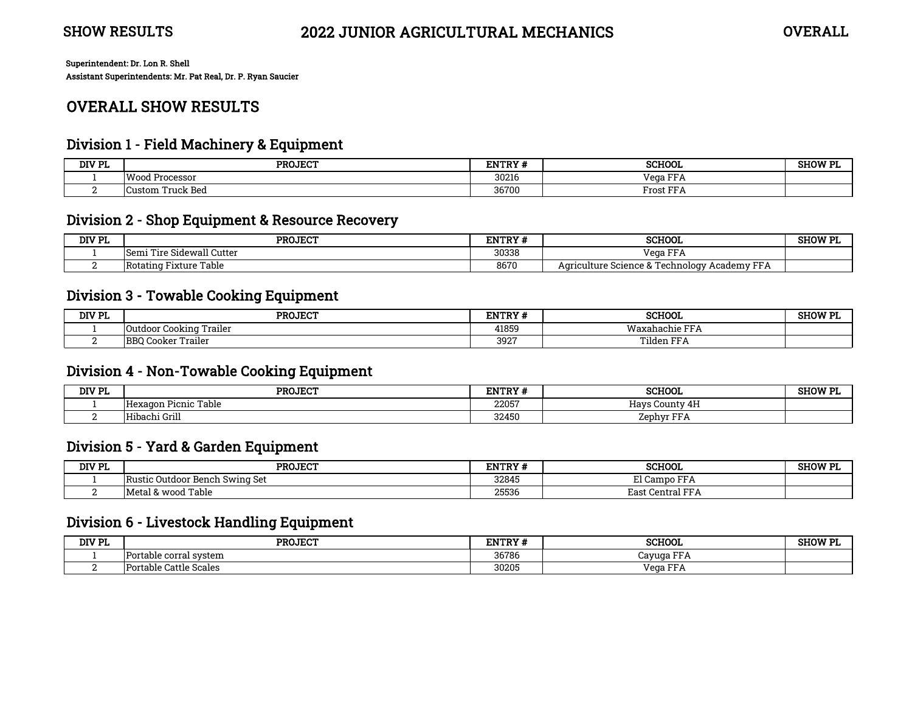# 2022 JUNIOR AGRICULTURAL MECHANICS

**Superintendent: Dr. Lon R. Shell**
**Assistant Superintendents: Mr. Pat Real, Dr. P. Ryan Saucier**

## OVERALL SHOW RESULTS

### Division 1 - Field Machinery & Equipment

| DIV PL | PROJECT | ENTRY # | SCHOOL | SHOW PL |
|---|---|---|---|---|
| 1 | Wood Processor | 30216 | Vega FFA | |
| 2 | Custom Truck Bed | 36700 | Frost FFA | |

### Division 2 - Shop Equipment & Resource Recovery

| DIV PL | PROJECT | ENTRY # | SCHOOL | SHOW PL |
|---|---|---|---|---|
| 1 | Semi Tire Sidewall Cutter | 30338 | Vega FFA | |
| 2 | Rotating Fixture Table | 8670 | Agriculture Science & Technology Academy FFA | |

### Division 3 - Towable Cooking Equipment

| DIV PL | PROJECT | ENTRY # | SCHOOL | SHOW PL |
|---|---|---|---|---|
| 1 | Outdoor Cooking Trailer | 41859 | Waxahachie FFA | |
| 2 | BBQ Cooker Trailer | 3927 | Tilden FFA | |

### Division 4 - Non-Towable Cooking Equipment

| DIV PL | PROJECT | ENTRY # | SCHOOL | SHOW PL |
|---|---|---|---|---|
| 1 | Hexagon Picnic Table | 22057 | Hays County 4H | |
| 2 | Hibachi Grill | 32450 | Zephyr FFA | |

### Division 5 - Yard & Garden Equipment

| DIV PL | PROJECT | ENTRY # | SCHOOL | SHOW PL |
|---|---|---|---|---|
| 1 | Rustic Outdoor Bench Swing Set | 32845 | El Campo FFA | |
| 2 | Metal & wood Table | 25536 | East Central FFA | |

### Division 6 - Livestock Handling Equipment

| DIV PL | PROJECT | ENTRY # | SCHOOL | SHOW PL |
|---|---|---|---|---|
| 1 | Portable corral system | 36786 | Cayuga FFA | |
| 2 | Portable Cattle Scales | 30205 | Vega FFA | |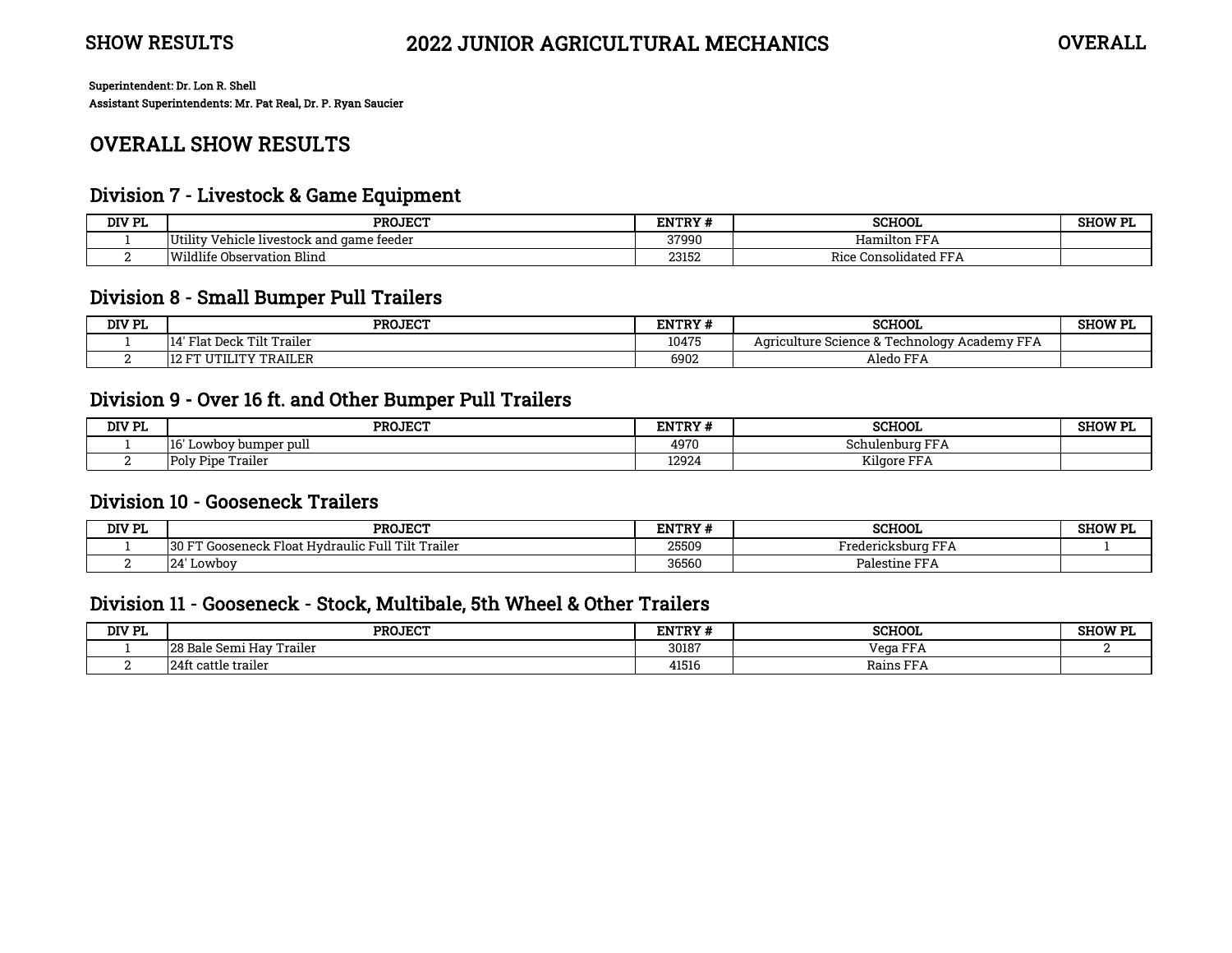SHOW RESULTS

# 2022 JUNIOR AGRICULTURAL MECHANICS

OVERALL

**Superintendent: Dr. Lon R. Shell**
**Assistant Superintendents: Mr. Pat Real, Dr. P. Ryan Saucier**

## OVERALL SHOW RESULTS

### Division 7 - Livestock & Game Equipment

| DIV PL | PROJECT | ENTRY # | SCHOOL | SHOW PL |
|---|---|---|---|---|
| 1 | Utility Vehicle livestock and game feeder | 37990 | Hamilton FFA | |
| 2 | Wildlife Observation Blind | 23152 | Rice Consolidated FFA | |

### Division 8 - Small Bumper Pull Trailers

| DIV PL | PROJECT | ENTRY # | SCHOOL | SHOW PL |
|---|---|---|---|---|
| 1 | 14' Flat Deck Tilt Trailer | 10475 | Agriculture Science & Technology Academy FFA | |
| 2 | 12 FT UTILITY TRAILER | 6902 | Aledo FFA | |

### Division 9 - Over 16 ft. and Other Bumper Pull Trailers

| DIV PL | PROJECT | ENTRY # | SCHOOL | SHOW PL |
|---|---|---|---|---|
| 1 | 16' Lowboy bumper pull | 4970 | Schulenburg FFA | |
| 2 | Poly Pipe Trailer | 12924 | Kilgore FFA | |

### Division 10 - Gooseneck Trailers

| DIV PL | PROJECT | ENTRY # | SCHOOL | SHOW PL |
|---|---|---|---|---|
| 1 | 30 FT Gooseneck Float Hydraulic Full Tilt Trailer | 25509 | Fredericksburg FFA | 1 |
| 2 | 24' Lowboy | 36560 | Palestine FFA | |

### Division 11 - Gooseneck - Stock, Multibale, 5th Wheel & Other Trailers

| DIV PL | PROJECT | ENTRY # | SCHOOL | SHOW PL |
|---|---|---|---|---|
| 1 | 28 Bale Semi Hay Trailer | 30187 | Vega FFA | 2 |
| 2 | 24ft cattle trailer | 41516 | Rains FFA | |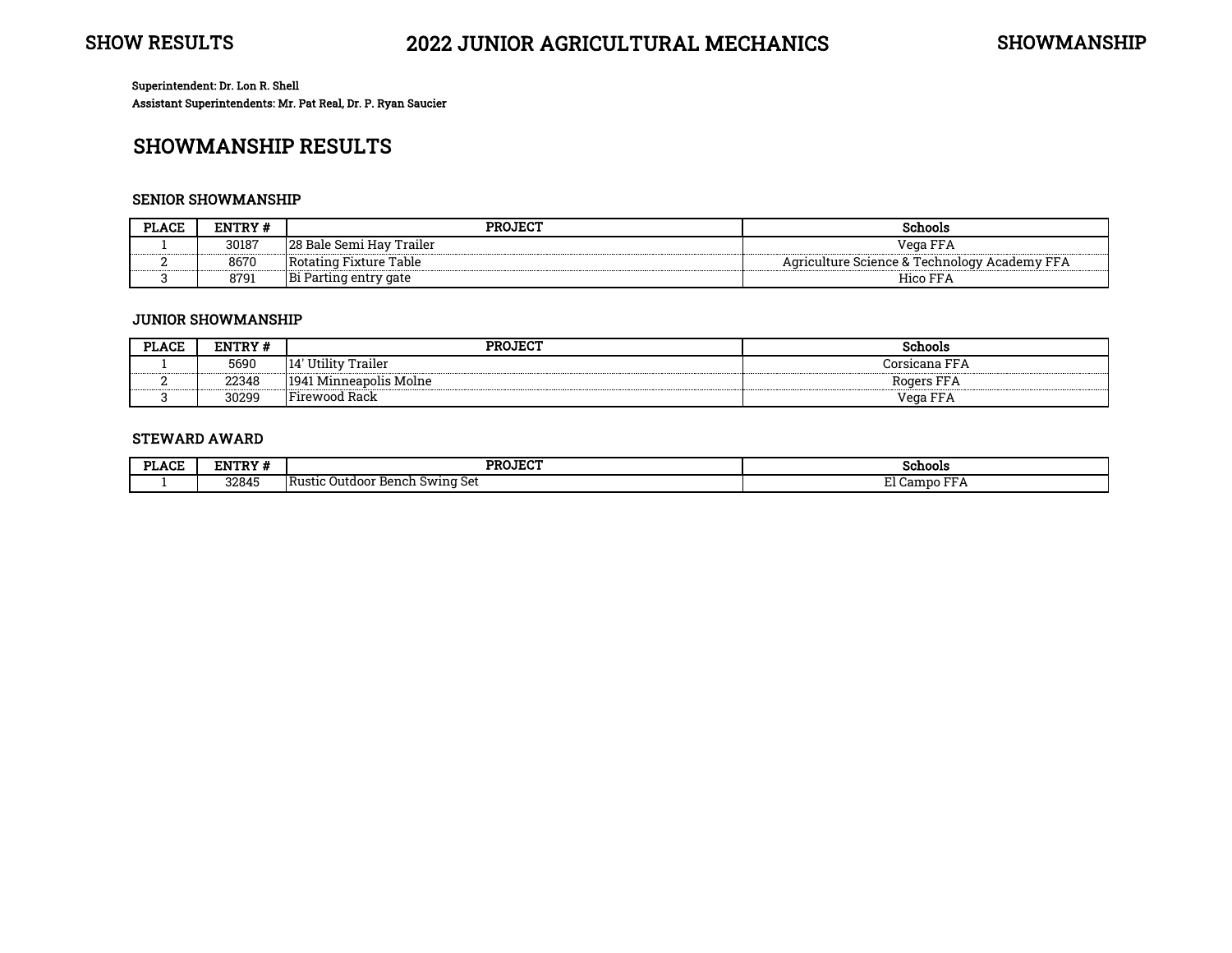Superintendent: Dr. Lon R. Shell
Assistant Superintendents: Mr. Pat Real, Dr. P. Ryan Saucier

## SHOWMANSHIP RESULTS

### SENIOR SHOWMANSHIP

| PLACE | ENTRY # | PROJECT | Schools |
|---|---|---|---|
| 1 | 30187 | 28 Bale Semi Hay Trailer | Vega FFA |
| 2 | 8670 | Rotating Fixture Table | Agriculture Science & Technology Academy FFA |
| 3 | 8791 | Bi Parting entry gate | Hico FFA |

### JUNIOR SHOWMANSHIP

| PLACE | ENTRY # | PROJECT | Schools |
|---|---|---|---|
| 1 | 5690 | 14' Utility Trailer | Corsicana FFA |
| 2 | 22348 | 1941 Minneapolis Molne | Rogers FFA |
| 3 | 30299 | Firewood Rack | Vega FFA |

### STEWARD AWARD

| PLACE | ENTRY # | PROJECT | Schools |
|---|---|---|---|
| 1 | 32845 | Rustic Outdoor Bench Swing Set | El Campo FFA |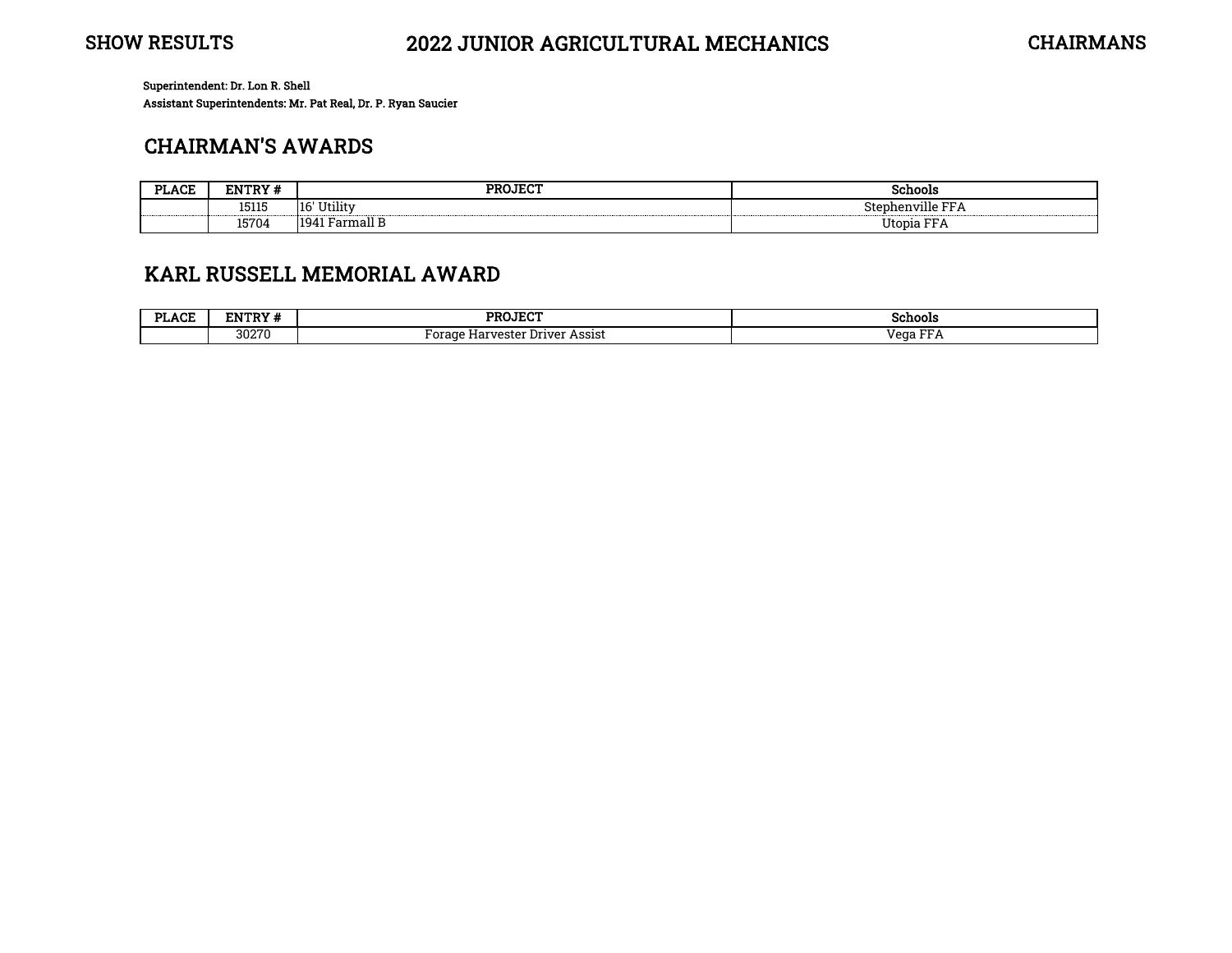SHOW RESULTS

# 2022 JUNIOR AGRICULTURAL MECHANICS

CHAIRMANS

**Superintendent: Dr. Lon R. Shell**
**Assistant Superintendents: Mr. Pat Real, Dr. P. Ryan Saucier**

## CHAIRMAN'S AWARDS

| PLACE | ENTRY # | PROJECT | Schools |
|---|---|---|---|
| | 15115 | 16' Utility | Stephenville FFA |
| | 15704 | 1941 Farmall B | Utopia FFA |

## KARL RUSSELL MEMORIAL AWARD

| PLACE | ENTRY # | PROJECT | Schools |
|---|---|---|---|
| | 30270 | Forage Harvester Driver Assist | Vega FFA |